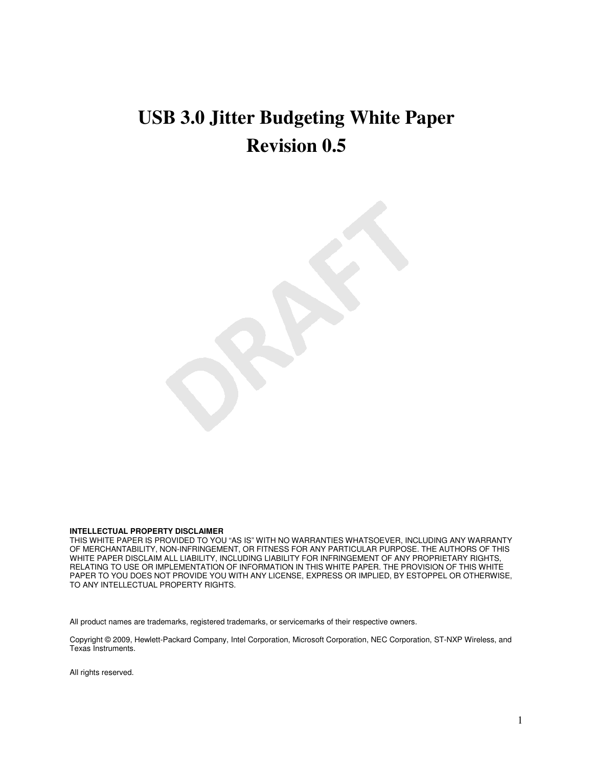# USB 3.0 Jitter Budgeting White Paper

# Revision 0.5

**INTELLECTUAL PROPERTY DISCLAIMER**
THIS WHITE PAPER IS PROVIDED TO YOU "AS IS" WITH NO WARRANTIES WHATSOEVER, INCLUDING ANY WARRANTY OF MERCHANTABILITY, NON-INFRINGEMENT, OR FITNESS FOR ANY PARTICULAR PURPOSE. THE AUTHORS OF THIS WHITE PAPER DISCLAIM ALL LIABILITY, INCLUDING LIABILITY FOR INFRINGEMENT OF ANY PROPRIETARY RIGHTS, RELATING TO USE OR IMPLEMENTATION OF INFORMATION IN THIS WHITE PAPER. THE PROVISION OF THIS WHITE PAPER TO YOU DOES NOT PROVIDE YOU WITH ANY LICENSE, EXPRESS OR IMPLIED, BY ESTOPPEL OR OTHERWISE, TO ANY INTELLECTUAL PROPERTY RIGHTS.

All product names are trademarks, registered trademarks, or servicemarks of their respective owners.

Copyright © 2009, Hewlett-Packard Company, Intel Corporation, Microsoft Corporation, NEC Corporation, ST-NXP Wireless, and Texas Instruments.

All rights reserved.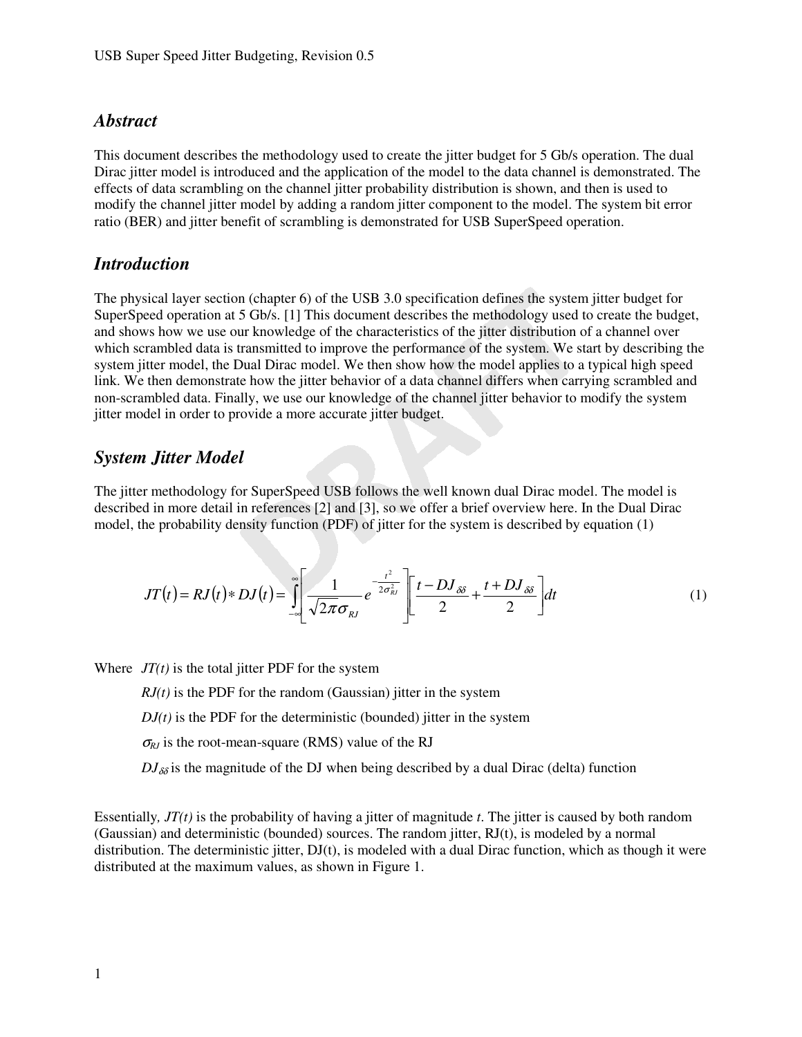## Abstract

This document describes the methodology used to create the jitter budget for 5 Gb/s operation. The dual Dirac jitter model is introduced and the application of the model to the data channel is demonstrated. The effects of data scrambling on the channel jitter probability distribution is shown, and then is used to modify the channel jitter model by adding a random jitter component to the model. The system bit error ratio (BER) and jitter benefit of scrambling is demonstrated for USB SuperSpeed operation.

## Introduction

The physical layer section (chapter 6) of the USB 3.0 specification defines the system jitter budget for SuperSpeed operation at 5 Gb/s. [1] This document describes the methodology used to create the budget, and shows how we use our knowledge of the characteristics of the jitter distribution of a channel over which scrambled data is transmitted to improve the performance of the system. We start by describing the system jitter model, the Dual Dirac model. We then show how the model applies to a typical high speed link. We then demonstrate how the jitter behavior of a data channel differs when carrying scrambled and non-scrambled data. Finally, we use our knowledge of the channel jitter behavior to modify the system jitter model in order to provide a more accurate jitter budget.

## System Jitter Model

The jitter methodology for SuperSpeed USB follows the well known dual Dirac model. The model is described in more detail in references [2] and [3], so we offer a brief overview here. In the Dual Dirac model, the probability density function (PDF) of jitter for the system is described by equation (1)

$$JT(t) = RJ(t) * DJ(t) = \int_{-\infty}^{\infty} \left[ \frac{1}{\sqrt{2\pi}\sigma_{RJ}} e^{-\frac{t^2}{2\sigma_{RJ}^2}} \right] \left[ \frac{t - DJ_{\delta\delta}}{2} + \frac{t + DJ_{\delta\delta}}{2} \right] dt \tag{1}$$

Where $JT(t)$ is the total jitter PDF for the system

$RJ(t)$ is the PDF for the random (Gaussian) jitter in the system

$DJ(t)$ is the PDF for the deterministic (bounded) jitter in the system

$\sigma_{RJ}$ is the root-mean-square (RMS) value of the RJ

$DJ_{\delta\delta}$ is the magnitude of the DJ when being described by a dual Dirac (delta) function

Essentially, $JT(t)$ is the probability of having a jitter of magnitude $t$. The jitter is caused by both random (Gaussian) and deterministic (bounded) sources. The random jitter, RJ(t), is modeled by a normal distribution. The deterministic jitter, DJ(t), is modeled with a dual Dirac function, which as though it were distributed at the maximum values, as shown in Figure 1.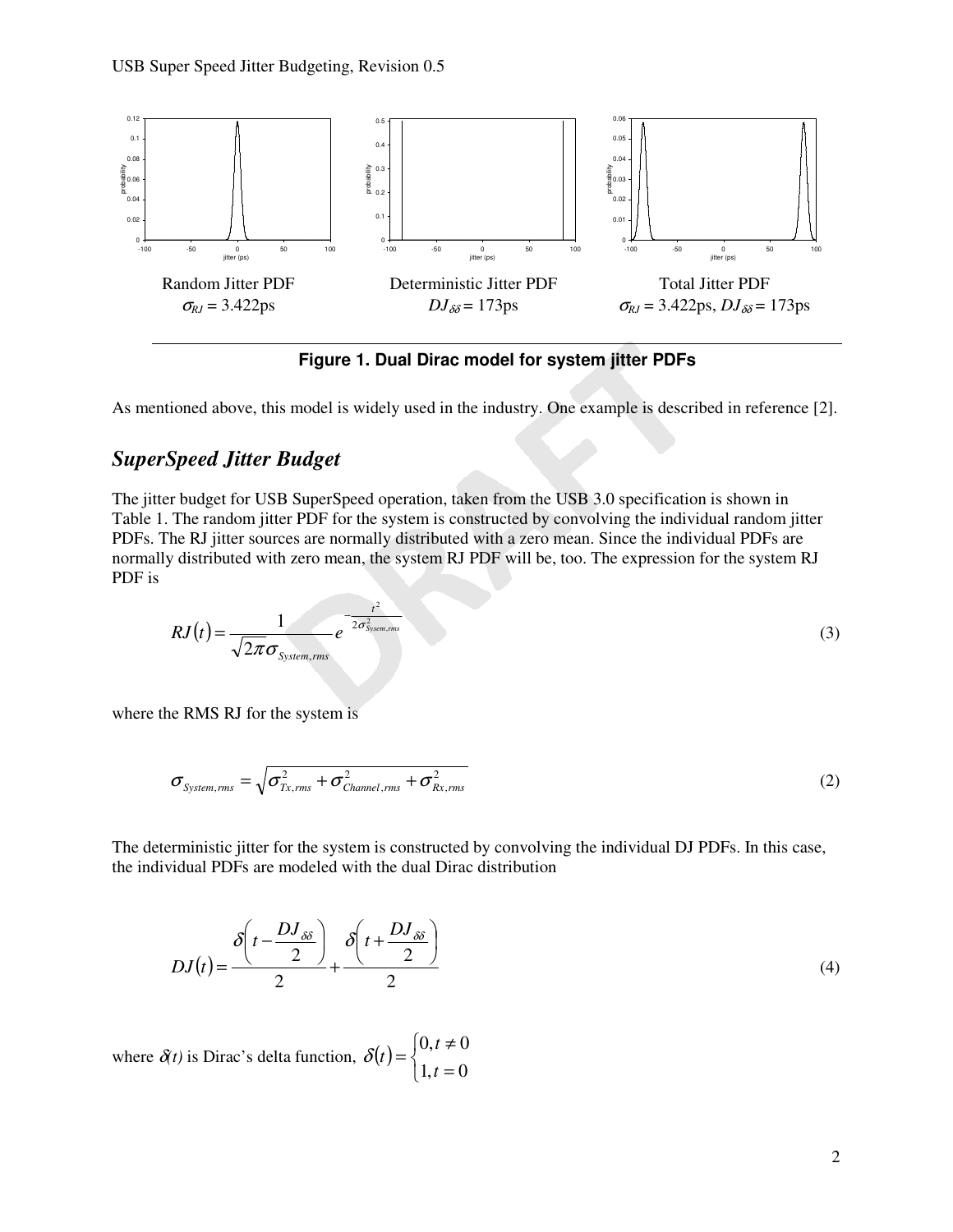Random Jitter PDF
$\sigma_{RJ}$ = 3.422ps

Deterministic Jitter PDF
$DJ_{\delta\delta}$ = 173ps

Total Jitter PDF
$\sigma_{RJ}$ = 3.422ps, $DJ_{\delta\delta}$ = 173ps

**Figure 1. Dual Dirac model for system jitter PDFs**

As mentioned above, this model is widely used in the industry. One example is described in reference [2].

## *SuperSpeed Jitter Budget*

The jitter budget for USB SuperSpeed operation, taken from the USB 3.0 specification is shown in Table 1. The random jitter PDF for the system is constructed by convolving the individual random jitter PDFs. The RJ jitter sources are normally distributed with a zero mean. Since the individual PDFs are normally distributed with zero mean, the system RJ PDF will be, too. The expression for the system RJ PDF is

$$RJ(t) = \frac{1}{\sqrt{2\pi}\sigma_{System,rms}} e^{-\frac{t^2}{2\sigma^2_{Sysem,rms}}} \tag{3}$$

where the RMS RJ for the system is

$$\sigma_{System,rms} = \sqrt{\sigma^2_{Tx,rms} + \sigma^2_{Channel,rms} + \sigma^2_{Rx,rms}} \tag{2}$$

The deterministic jitter for the system is constructed by convolving the individual DJ PDFs. In this case, the individual PDFs are modeled with the dual Dirac distribution

$$DJ(t) = \frac{\delta\left(t - \frac{DJ_{\delta\delta}}{2}\right)}{2} + \frac{\delta\left(t + \frac{DJ_{\delta\delta}}{2}\right)}{2} \tag{4}$$

where $\delta(t)$ is Dirac's delta function, $\delta(t) = \begin{cases} 0, t \neq 0 \\ 1, t = 0 \end{cases}$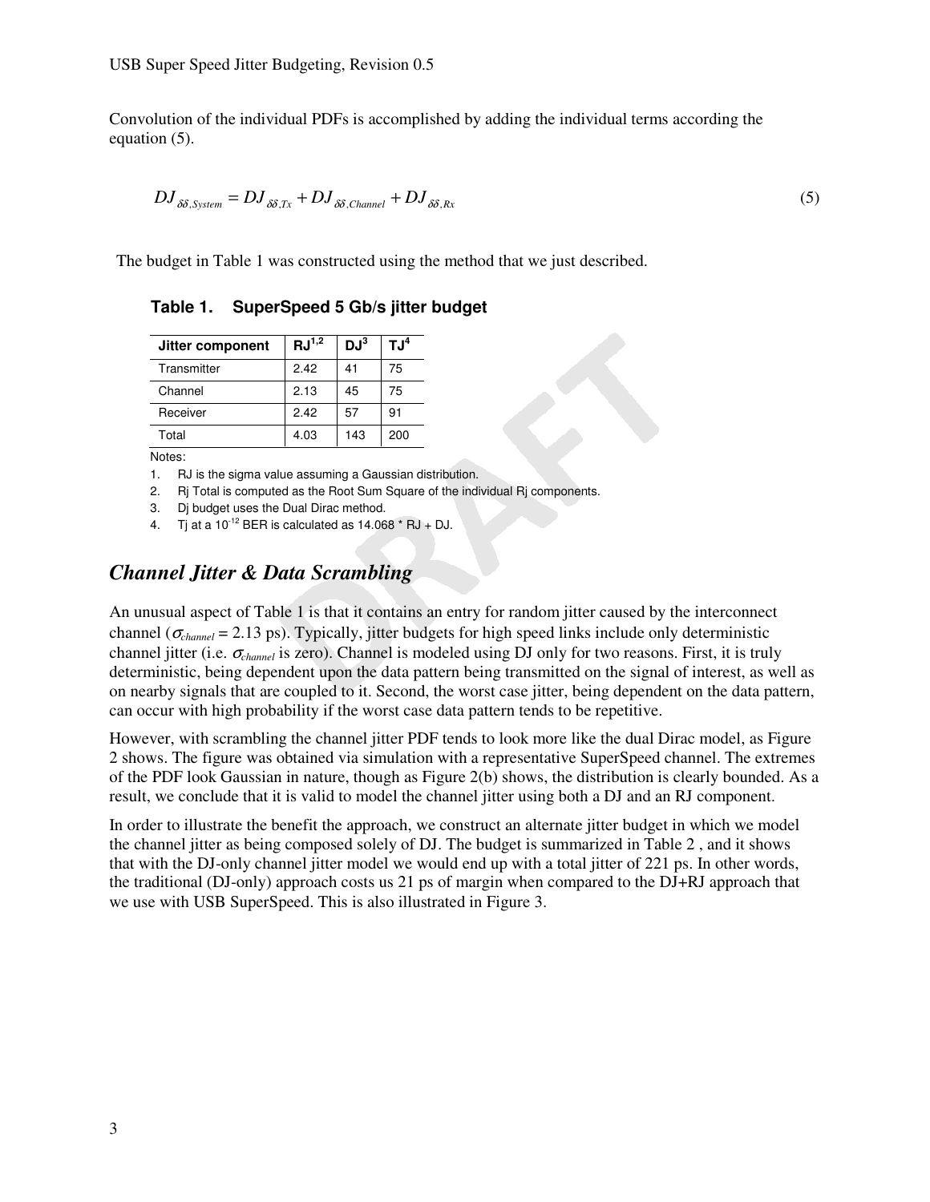Convolution of the individual PDFs is accomplished by adding the individual terms according the equation (5).

$$DJ_{\delta\delta,System} = DJ_{\delta\delta,Tx} + DJ_{\delta\delta,Channel} + DJ_{\delta\delta,Rx} \tag{5}$$

The budget in Table 1 was constructed using the method that we just described.

**Table 1. SuperSpeed 5 Gb/s jitter budget**

| Jitter component | RJ[1,2] | DJ[3] | TJ[4] |
|---|---|---|---|
| Transmitter | 2.42 | 41 | 75 |
| Channel | 2.13 | 45 | 75 |
| Receiver | 2.42 | 57 | 91 |
| Total | 4.03 | 143 | 200 |

Notes:

1. RJ is the sigma value assuming a Gaussian distribution.
2. Rj Total is computed as the Root Sum Square of the individual Rj components.
3. Dj budget uses the Dual Dirac method.
4. Tj at a $10^{-12}$ BER is calculated as 14.068 * RJ + DJ.

## *Channel Jitter & Data Scrambling*

An unusual aspect of Table 1 is that it contains an entry for random jitter caused by the interconnect channel ($\sigma_{channel}$ = 2.13 ps). Typically, jitter budgets for high speed links include only deterministic channel jitter (i.e. $\sigma_{channel}$ is zero). Channel is modeled using DJ only for two reasons. First, it is truly deterministic, being dependent upon the data pattern being transmitted on the signal of interest, as well as on nearby signals that are coupled to it. Second, the worst case jitter, being dependent on the data pattern, can occur with high probability if the worst case data pattern tends to be repetitive.

However, with scrambling the channel jitter PDF tends to look more like the dual Dirac model, as Figure 2 shows. The figure was obtained via simulation with a representative SuperSpeed channel. The extremes of the PDF look Gaussian in nature, though as Figure 2(b) shows, the distribution is clearly bounded. As a result, we conclude that it is valid to model the channel jitter using both a DJ and an RJ component.

In order to illustrate the benefit the approach, we construct an alternate jitter budget in which we model the channel jitter as being composed solely of DJ. The budget is summarized in Table 2 , and it shows that with the DJ-only channel jitter model we would end up with a total jitter of 221 ps. In other words, the traditional (DJ-only) approach costs us 21 ps of margin when compared to the DJ+RJ approach that we use with USB SuperSpeed. This is also illustrated in Figure 3.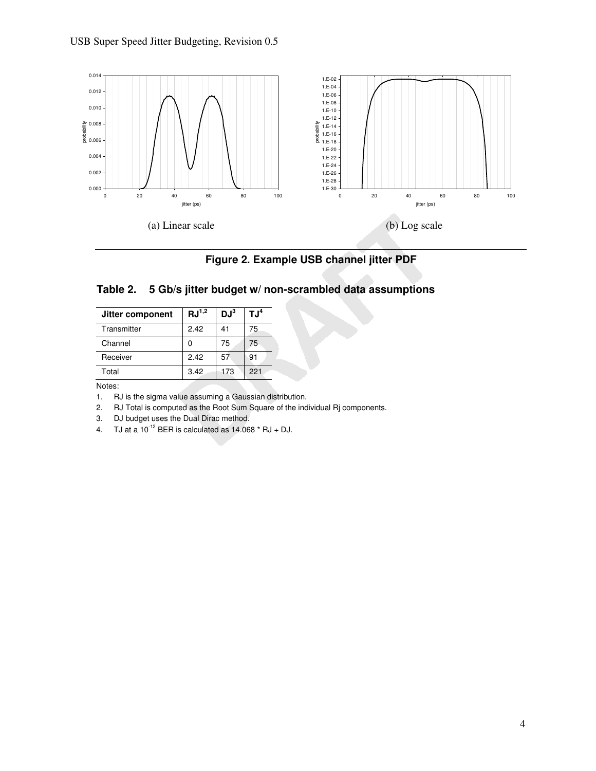(a) Linear scale

(b) Log scale

**Figure 2. Example USB channel jitter PDF**

### Table 2. 5 Gb/s jitter budget w/ non-scrambled data assumptions

| Jitter component | RJ[1,2] | DJ[3] | TJ[4] |
|---|---|---|---|
| Transmitter | 2.42 | 41 | 75 |
| Channel | 0 | 75 | 75 |
| Receiver | 2.42 | 57 | 91 |
| Total | 3.42 | 173 | 221 |

Notes:

1. RJ is the sigma value assuming a Gaussian distribution.
2. RJ Total is computed as the Root Sum Square of the individual Rj components.
3. DJ budget uses the Dual Dirac method.
4. TJ at a $10^{-12}$ BER is calculated as 14.068 * RJ + DJ.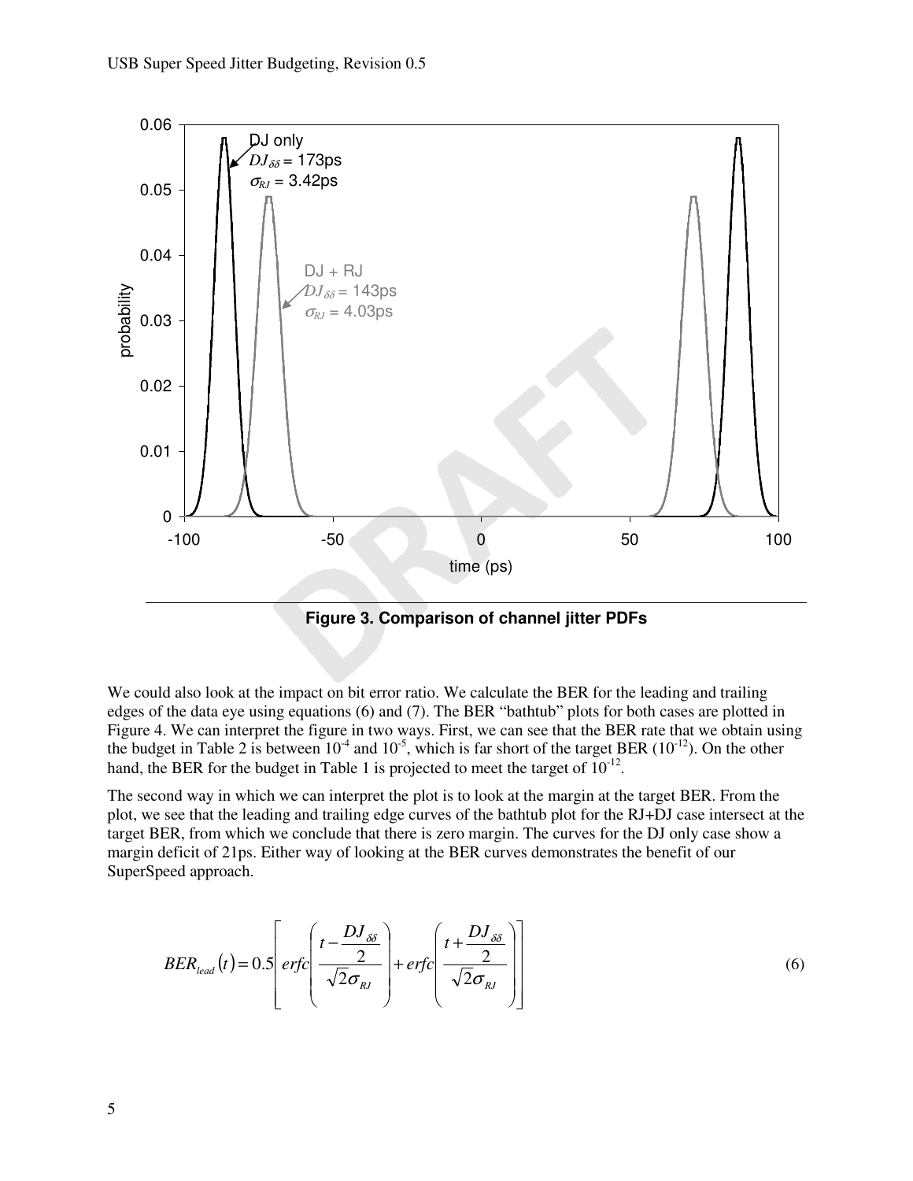Figure 3. Comparison of channel jitter PDFs

We could also look at the impact on bit error ratio. We calculate the BER for the leading and trailing edges of the data eye using equations (6) and (7). The BER "bathtub" plots for both cases are plotted in Figure 4. We can interpret the figure in two ways. First, we can see that the BER rate that we obtain using the budget in Table 2 is between $10^{-4}$ and $10^{-5}$, which is far short of the target BER ($10^{-12}$). On the other hand, the BER for the budget in Table 1 is projected to meet the target of $10^{-12}$.

The second way in which we can interpret the plot is to look at the margin at the target BER. From the plot, we see that the leading and trailing edge curves of the bathtub plot for the RJ+DJ case intersect at the target BER, from which we conclude that there is zero margin. The curves for the DJ only case show a margin deficit of 21ps. Either way of looking at the BER curves demonstrates the benefit of our SuperSpeed approach.

$$BER_{lead}(t) = 0.5\left[ erfc\left( \frac{t - \frac{DJ_{\delta\delta}}{2}}{\sqrt{2}\sigma_{RJ}} \right) + erfc\left( \frac{t + \frac{DJ_{\delta\delta}}{2}}{\sqrt{2}\sigma_{RJ}} \right) \right] \tag{6}$$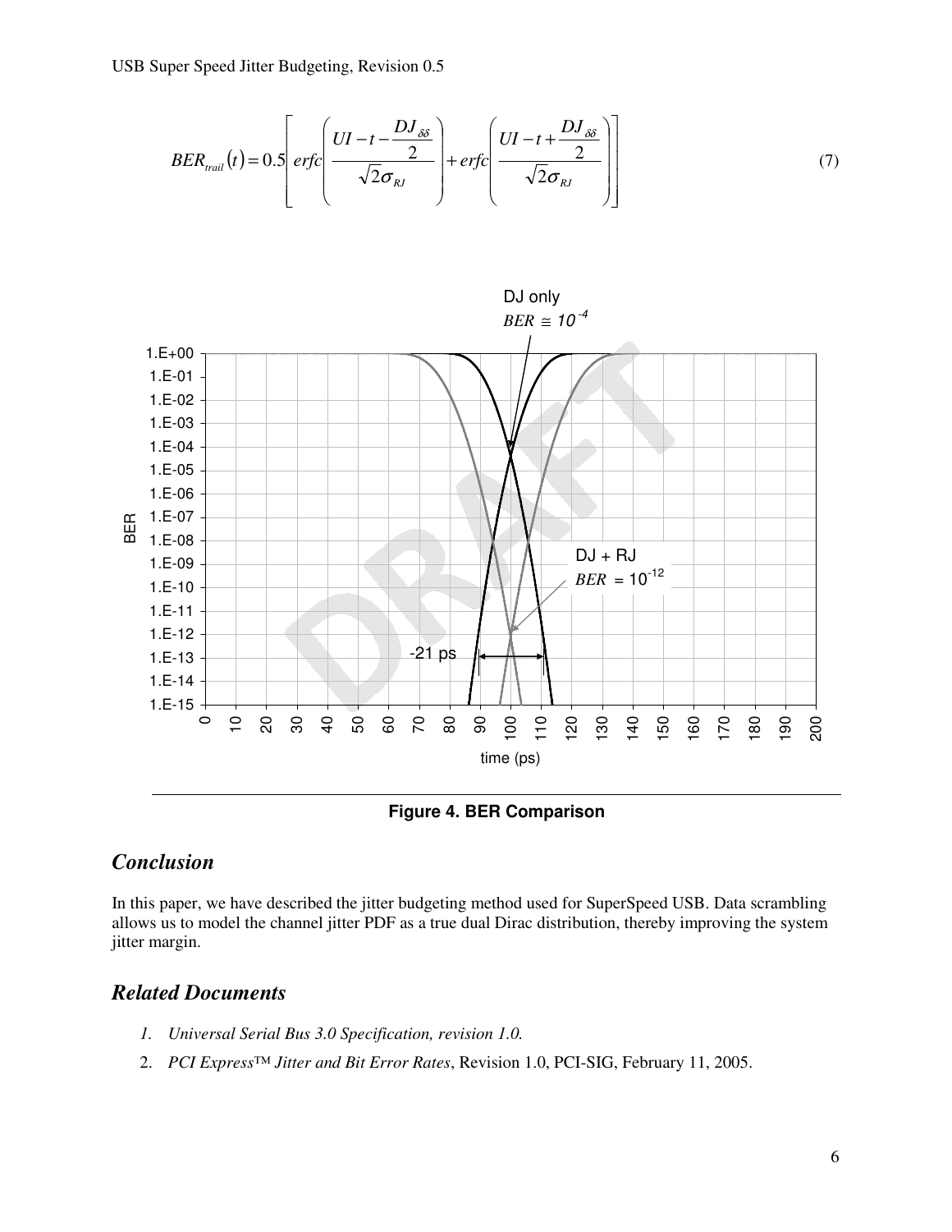$$BER_{trail}(t) = 0.5\left[ erfc\left( \frac{UI - t - \frac{DJ_{\delta\delta}}{2}}{\sqrt{2}\sigma_{RJ}} \right) + erfc\left( \frac{UI - t + \frac{DJ_{\delta\delta}}{2}}{\sqrt{2}\sigma_{RJ}} \right) \right] \tag{7}$$

**Figure 4. BER Comparison**

## *Conclusion*

In this paper, we have described the jitter budgeting method used for SuperSpeed USB. Data scrambling allows us to model the channel jitter PDF as a true dual Dirac distribution, thereby improving the system jitter margin.

## *Related Documents*

1. *Universal Serial Bus 3.0 Specification, revision 1.0.*
2. *PCI Express™ Jitter and Bit Error Rates*, Revision 1.0, PCI-SIG, February 11, 2005.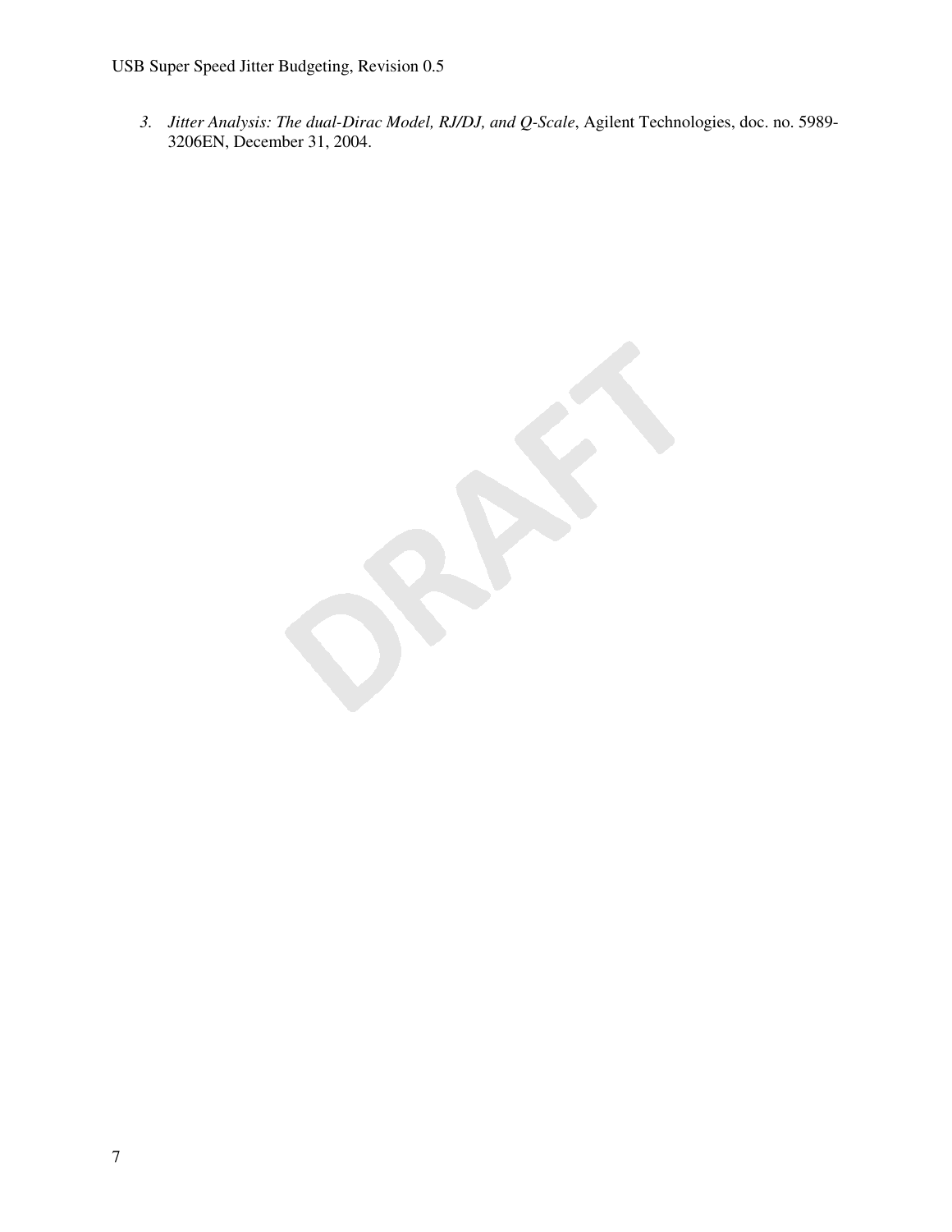3. *Jitter Analysis: The dual-Dirac Model, RJ/DJ, and Q-Scale*, Agilent Technologies, doc. no. 5989-3206EN, December 31, 2004.